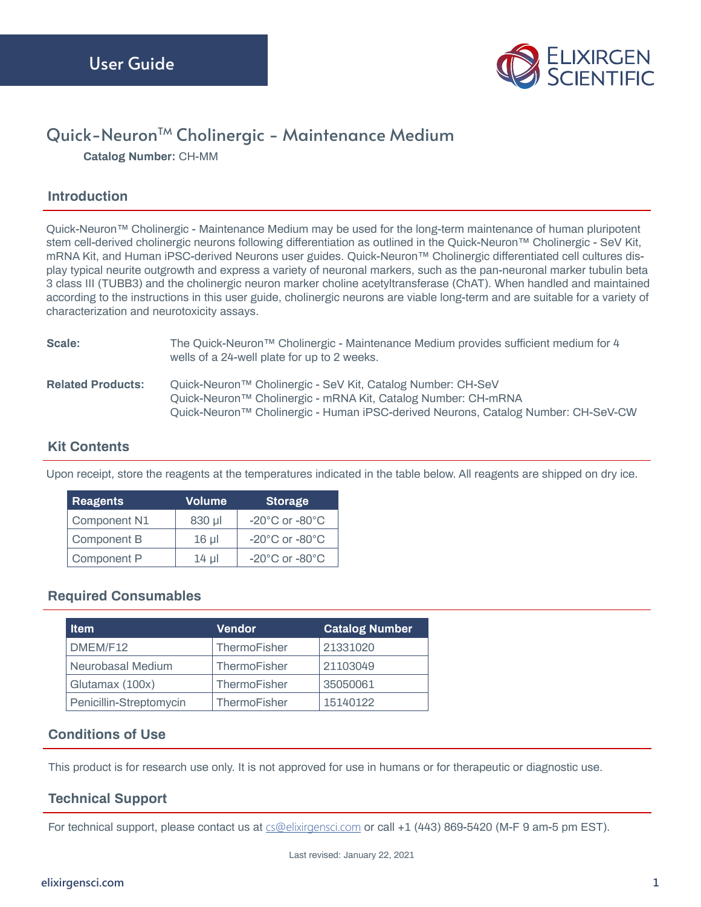User Guide

# Quick-Neuron™ Cholinergic - Maintenance Medium

**Catalog Number:** CH-MM

## Introduction

Quick-Neuron™ Cholinergic - Maintenance Medium may be used for the long-term maintenance of human pluripotent stem cell-derived cholinergic neurons following differentiation as outlined in the Quick-Neuron™ Cholinergic - SeV Kit, mRNA Kit, and Human iPSC-derived Neurons user guides. Quick-Neuron™ Cholinergic differentiated cell cultures display typical neurite outgrowth and express a variety of neuronal markers, such as the pan-neuronal marker tubulin beta 3 class III (TUBB3) and the cholinergic neuron marker choline acetyltransferase (ChAT). When handled and maintained according to the instructions in this user guide, cholinergic neurons are viable long-term and are suitable for a variety of characterization and neurotoxicity assays.

**Scale:** The Quick-Neuron™ Cholinergic - Maintenance Medium provides sufficient medium for 4 wells of a 24-well plate for up to 2 weeks.

**Related Products:**
Quick-Neuron™ Cholinergic - SeV Kit, Catalog Number: CH-SeV
Quick-Neuron™ Cholinergic - mRNA Kit, Catalog Number: CH-mRNA
Quick-Neuron™ Cholinergic - Human iPSC-derived Neurons, Catalog Number: CH-SeV-CW

## Kit Contents

Upon receipt, store the reagents at the temperatures indicated in the table below. All reagents are shipped on dry ice.

| Reagents | Volume | Storage |
|---|---|---|
| Component N1 | 830 µl | -20°C or -80°C |
| Component B | 16 µl | -20°C or -80°C |
| Component P | 14 µl | -20°C or -80°C |

## Required Consumables

| Item | Vendor | Catalog Number |
|---|---|---|
| DMEM/F12 | ThermoFisher | 21331020 |
| Neurobasal Medium | ThermoFisher | 21103049 |
| Glutamax (100x) | ThermoFisher | 35050061 |
| Penicillin-Streptomycin | ThermoFisher | 15140122 |

## Conditions of Use

This product is for research use only. It is not approved for use in humans or for therapeutic or diagnostic use.

## Technical Support

For technical support, please contact us at cs@elixirgensci.com or call +1 (443) 869-5420 (M-F 9 am-5 pm EST).

Last revised: January 22, 2021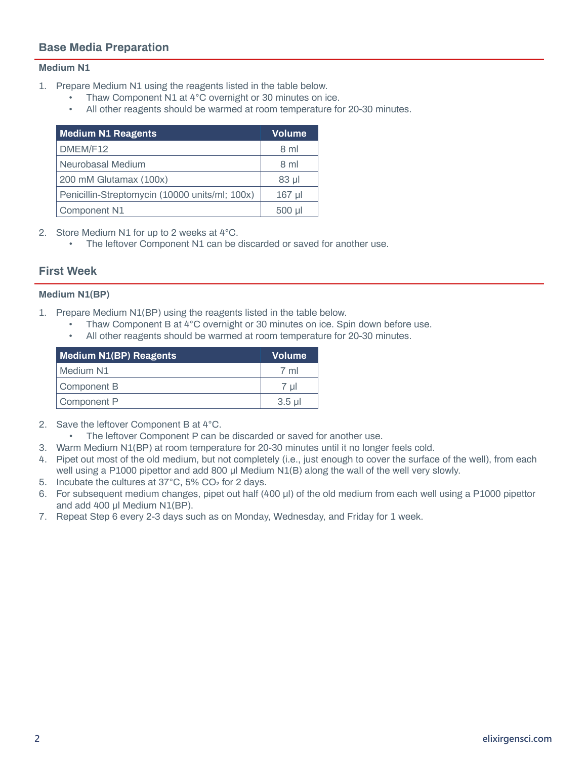## Base Media Preparation

### Medium N1

1. Prepare Medium N1 using the reagents listed in the table below.
    - Thaw Component N1 at 4°C overnight or 30 minutes on ice.
    - All other reagents should be warmed at room temperature for 20-30 minutes.

| Medium N1 Reagents | Volume |
|---|---|
| DMEM/F12 | 8 ml |
| Neurobasal Medium | 8 ml |
| 200 mM Glutamax (100x) | 83 µl |
| Penicillin-Streptomycin (10000 units/ml; 100x) | 167 µl |
| Component N1 | 500 µl |

2. Store Medium N1 for up to 2 weeks at 4°C.
    - The leftover Component N1 can be discarded or saved for another use.

## First Week

### Medium N1(BP)

1. Prepare Medium N1(BP) using the reagents listed in the table below.
    - Thaw Component B at 4°C overnight or 30 minutes on ice. Spin down before use.
    - All other reagents should be warmed at room temperature for 20-30 minutes.

| Medium N1(BP) Reagents | Volume |
|---|---|
| Medium N1 | 7 ml |
| Component B | 7 µl |
| Component P | 3.5 µl |

2. Save the leftover Component B at 4°C.
    - The leftover Component P can be discarded or saved for another use.
3. Warm Medium N1(BP) at room temperature for 20-30 minutes until it no longer feels cold.
4. Pipet out most of the old medium, but not completely (i.e., just enough to cover the surface of the well), from each well using a P1000 pipettor and add 800 µl Medium N1(B) along the wall of the well very slowly.
5. Incubate the cultures at 37°C, 5% $CO_2$ for 2 days.
6. For subsequent medium changes, pipet out half (400 µl) of the old medium from each well using a P1000 pipettor and add 400 µl Medium N1(BP).
7. Repeat Step 6 every 2-3 days such as on Monday, Wednesday, and Friday for 1 week.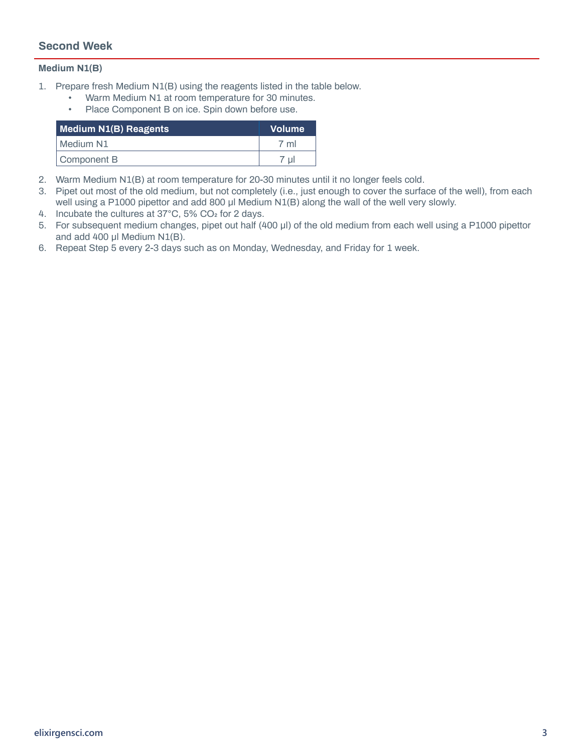## Second Week

### Medium N1(B)

1. Prepare fresh Medium N1(B) using the reagents listed in the table below.
   - Warm Medium N1 at room temperature for 30 minutes.
   - Place Component B on ice. Spin down before use.

| Medium N1(B) Reagents | Volume |
|---|---|
| Medium N1 | 7 ml |
| Component B | 7 µl |

2. Warm Medium N1(B) at room temperature for 20-30 minutes until it no longer feels cold.
3. Pipet out most of the old medium, but not completely (i.e., just enough to cover the surface of the well), from each well using a P1000 pipettor and add 800 µl Medium N1(B) along the wall of the well very slowly.
4. Incubate the cultures at 37°C, 5% $CO_2$ for 2 days.
5. For subsequent medium changes, pipet out half (400 µl) of the old medium from each well using a P1000 pipettor and add 400 µl Medium N1(B).
6. Repeat Step 5 every 2-3 days such as on Monday, Wednesday, and Friday for 1 week.